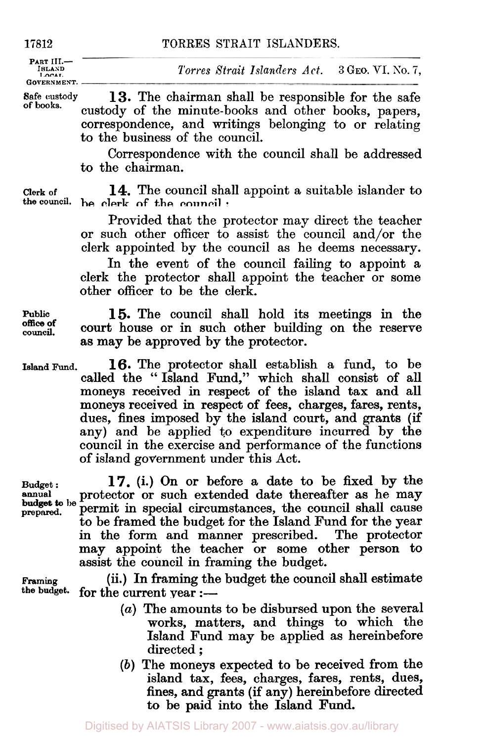*Torres Strait Islanders Act.* 3 GEO. VI. No. 7,

**Safe custody of books.**

**13.** The chairman shall be responsible for the safe custody of the minute-books and other books, papers, correspondence, and writings belonging to or relating to the business of the council.

Correspondence with the council shall be addressed to the chairman.

**Clerk of the council.**

**14.** The council shall appoint a suitable islander to be clerk of the council:

Provided that the protector may direct the teacher or such other officer to assist the council and/or the clerk appointed by the council as he deems necessary.

In the event of the council failing to appoint a clerk the protector shall appoint the teacher or some other officer to be the clerk.

**Public office of council.**

**15.** The council shall hold its meetings in the court house or in such other building on the reserve as may be approved by the protector.

**Island Fund.**

**16.** The protector shall establish a fund, to be called the "Island Fund," which shall consist of all moneys received in respect of the island tax and all moneys received in respect of fees, charges, fares, rents, dues, fines imposed by the island court, and grants (if any) and be applied to expenditure incurred by the council in the exercise and performance of the functions of island government under this Act.

**Budget: annual budget to be prepared.**

**17.** (i.) On or before a date to be fixed by the protector or such extended date thereafter as he may permit in special circumstances, the council shall cause to be framed the budget for the Island Fund for the year in the form and manner prescribed. The protector may appoint the teacher or some other person to assist the council in framing the budget.

**Framing the budget.**

(ii.) In framing the budget the council shall estimate for the current year:—

- (*a*) The amounts to be disbursed upon the several works, matters, and things to which the Island Fund may be applied as hereinbefore directed;
- (*b*) The moneys expected to be received from the island tax, fees, charges, fares, rents, dues, fines, and grants (if any) hereinbefore directed to be paid into the Island Fund.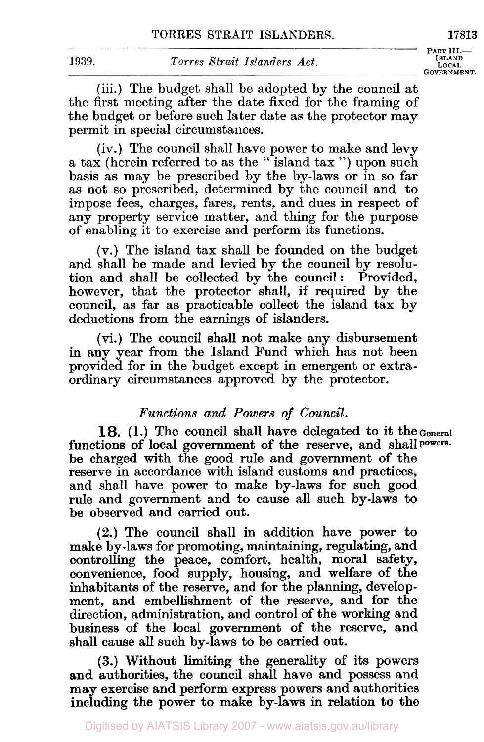(iii.) The budget shall be adopted by the council at the first meeting after the date fixed for the framing of the budget or before such later date as the protector may permit in special circumstances.

(iv.) The council shall have power to make and levy a tax (herein referred to as the "island tax") upon such basis as may be prescribed by the by-laws or in so far as not so prescribed, determined by the council and to impose fees, charges, fares, rents, and dues in respect of any property service matter, and thing for the purpose of enabling it to exercise and perform its functions.

(v.) The island tax shall be founded on the budget and shall be made and levied by the council by resolution and shall be collected by the council: Provided, however, that the protector shall, if required by the council, as far as practicable collect the island tax by deductions from the earnings of islanders.

(vi.) The council shall not make any disbursement in any year from the Island Fund which has not been provided for in the budget except in emergent or extraordinary circumstances approved by the protector.

### *Functions and Powers of Council.*

**18.** (1.) The council shall have delegated to it the functions of local government of the reserve, and shall be charged with the good rule and government of the reserve in accordance with island customs and practices, and shall have power to make by-laws for such good rule and government and to cause all such by-laws to be observed and carried out.

General powers.

(2.) The council shall in addition have power to make by-laws for promoting, maintaining, regulating, and controlling the peace, comfort, health, moral safety, convenience, food supply, housing, and welfare of the inhabitants of the reserve, and for the planning, development, and embellishment of the reserve, and for the direction, administration, and control of the working and business of the local government of the reserve, and shall cause all such by-laws to be carried out.

(3.) Without limiting the generality of its powers and authorities, the council shall have and possess and may exercise and perform express powers and authorities including the power to make by-laws in relation to the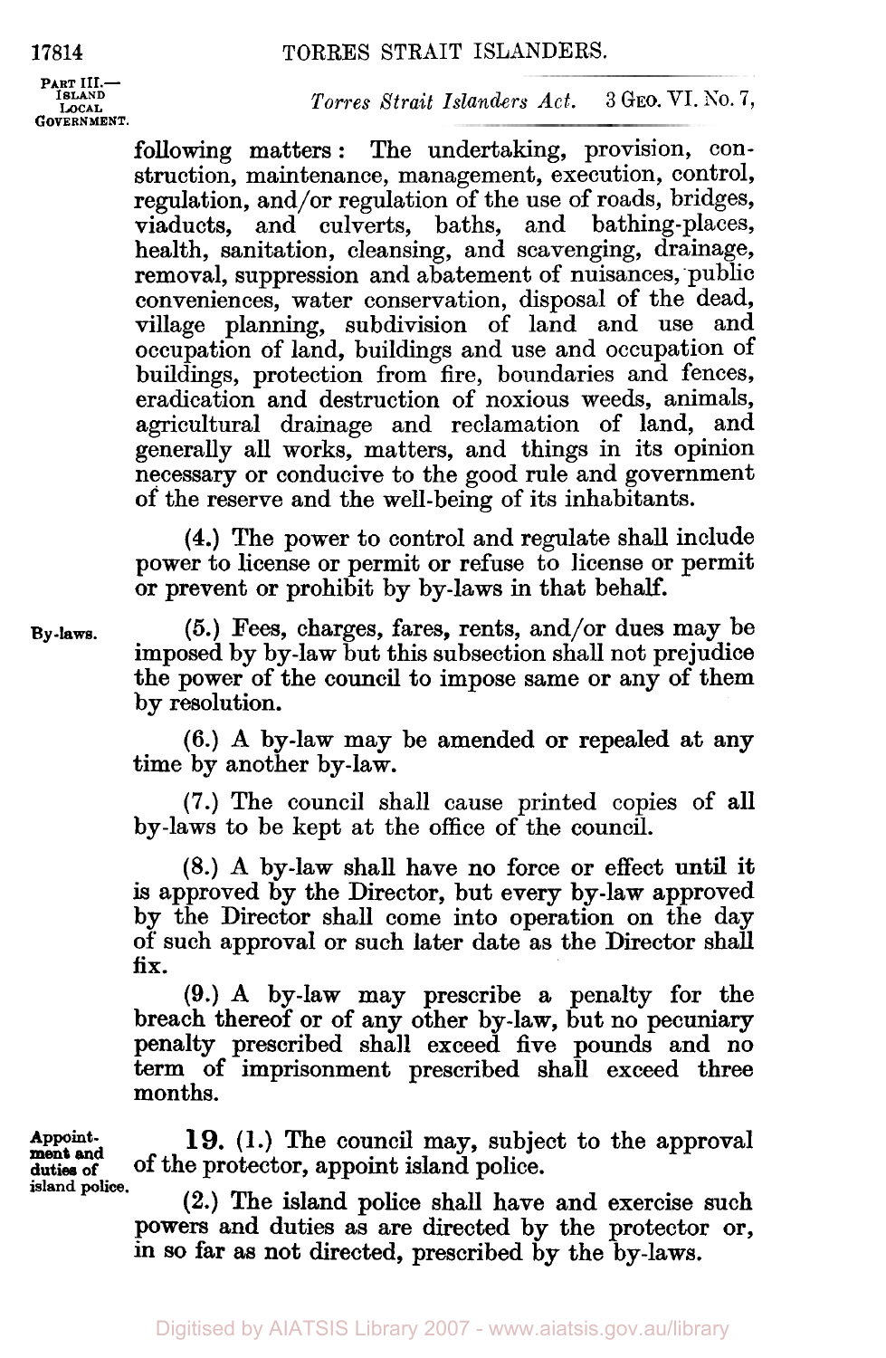following matters: The undertaking, provision, construction, maintenance, management, execution, control, regulation, and/or regulation of the use of roads, bridges, viaducts, and culverts, baths, and bathing-places, health, sanitation, cleansing, and scavenging, drainage, removal, suppression and abatement of nuisances, public conveniences, water conservation, disposal of the dead, village planning, subdivision of land and use and occupation of land, buildings and use and occupation of buildings, protection from fire, boundaries and fences, eradication and destruction of noxious weeds, animals, agricultural drainage and reclamation of land, and generally all works, matters, and things in its opinion necessary or conducive to the good rule and government of the reserve and the well-being of its inhabitants.

(4.) The power to control and regulate shall include power to license or permit or refuse to license or permit or prevent or prohibit by by-laws in that behalf.

By-laws.

(5.) Fees, charges, fares, rents, and/or dues may be imposed by by-law but this subsection shall not prejudice the power of the council to impose same or any of them by resolution.

(6.) A by-law may be amended or repealed at any time by another by-law.

(7.) The council shall cause printed copies of all by-laws to be kept at the office of the council.

(8.) A by-law shall have no force or effect until it is approved by the Director, but every by-law approved by the Director shall come into operation on the day of such approval or such later date as the Director shall fix.

(9.) A by-law may prescribe a penalty for the breach thereof or of any other by-law, but no pecuniary penalty prescribed shall exceed five pounds and no term of imprisonment prescribed shall exceed three months.

Appointment and duties of island police.

**19.** (1.) The council may, subject to the approval of the protector, appoint island police.

(2.) The island police shall have and exercise such powers and duties as are directed by the protector or, in so far as not directed, prescribed by the by-laws.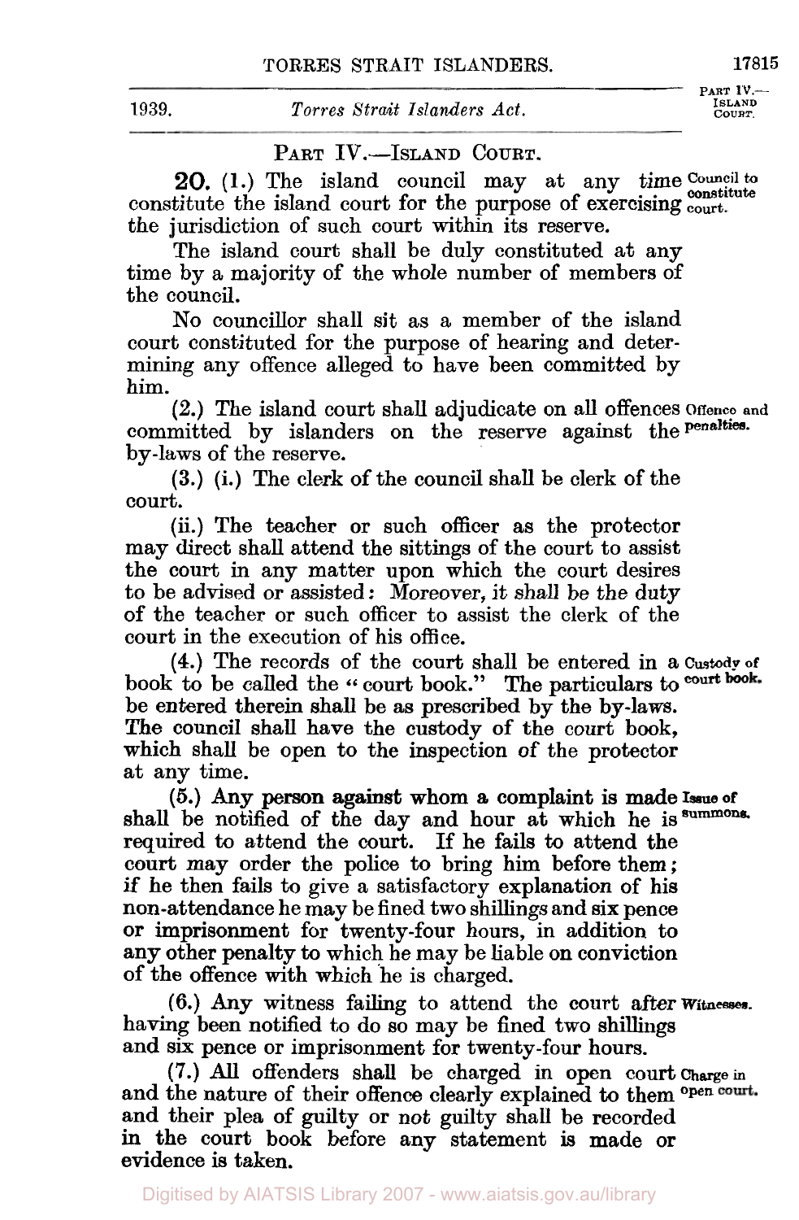## PART IV.—ISLAND COURT.

**20.** (1.) The island council may at any time constitute the island court for the purpose of exercising the jurisdiction of such court within its reserve.

Council to constitute court.

The island court shall be duly constituted at any time by a majority of the whole number of members of the council.

No councillor shall sit as a member of the island court constituted for the purpose of hearing and determining any offence alleged to have been committed by him.

(2.) The island court shall adjudicate on all offences committed by islanders on the reserve against the by-laws of the reserve.

Offence and penalties.

(3.) (i.) The clerk of the council shall be clerk of the court.

(ii.) The teacher or such officer as the protector may direct shall attend the sittings of the court to assist the court in any matter upon which the court desires to be advised or assisted: Moreover, it shall be the duty of the teacher or such officer to assist the clerk of the court in the execution of his office.

(4.) The records of the court shall be entered in a book to be called the "court book." The particulars to be entered therein shall be as prescribed by the by-laws. The council shall have the custody of the court book, which shall be open to the inspection of the protector at any time.

Custody of court book.

(5.) Any person against whom a complaint is made shall be notified of the day and hour at which he is required to attend the court. If he fails to attend the court may order the police to bring him before them; if he then fails to give a satisfactory explanation of his non-attendance he may be fined two shillings and six pence or imprisonment for twenty-four hours, in addition to any other penalty to which he may be liable on conviction of the offence with which he is charged.

Issue of summons.

(6.) Any witness failing to attend the court after having been notified to do so may be fined two shillings and six pence or imprisonment for twenty-four hours.

Witnesses.

(7.) All offenders shall be charged in open court and the nature of their offence clearly explained to them and their plea of guilty or not guilty shall be recorded in the court book before any statement is made or evidence is taken.

Charge in open court.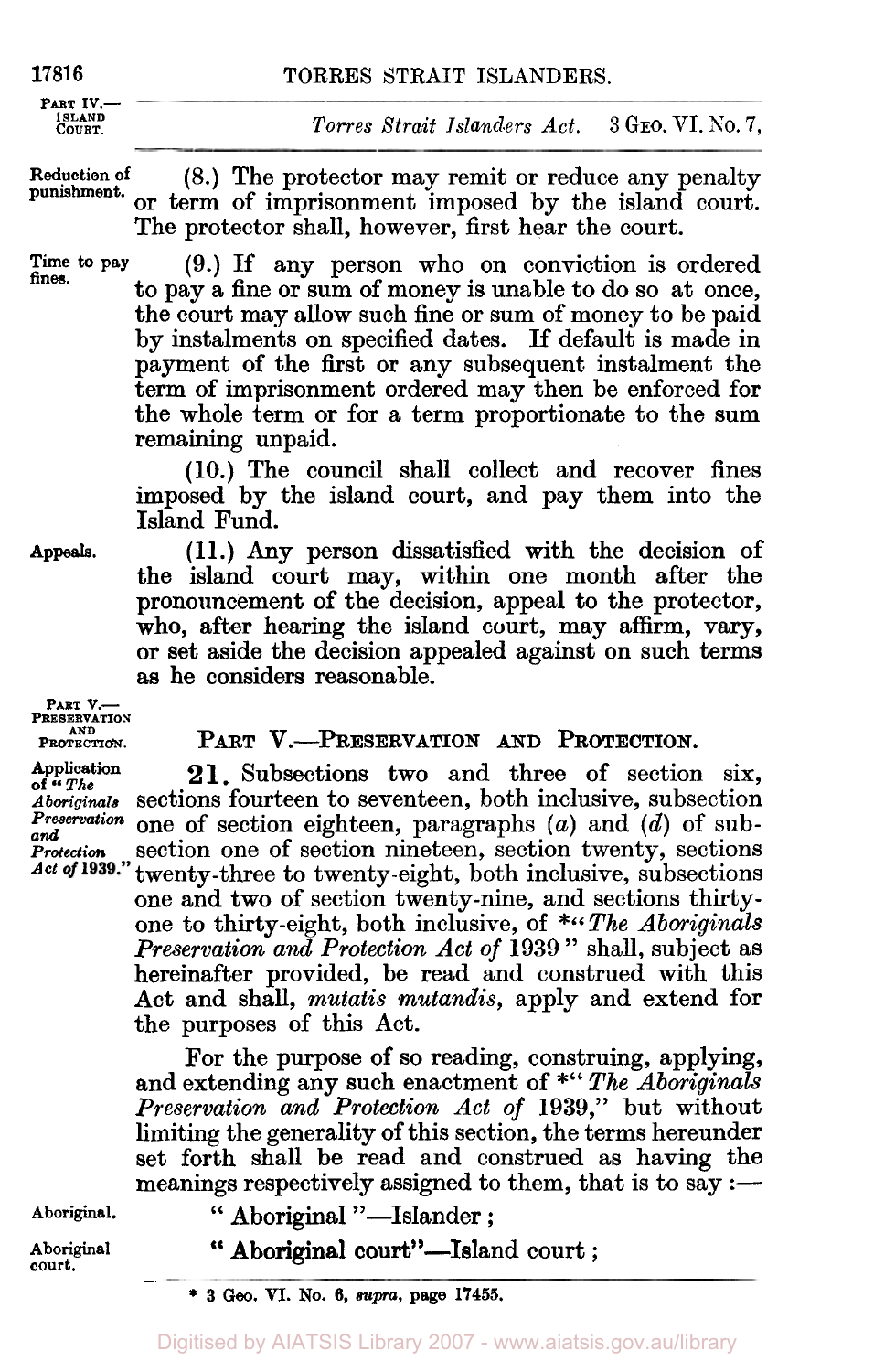**Reduction of punishment.** (8.) The protector may remit or reduce any penalty or term of imprisonment imposed by the island court. The protector shall, however, first hear the court.

**Time to pay fines.** (9.) If any person who on conviction is ordered to pay a fine or sum of money is unable to do so at once, the court may allow such fine or sum of money to be paid by instalments on specified dates. If default is made in payment of the first or any subsequent instalment the term of imprisonment ordered may then be enforced for the whole term or for a term proportionate to the sum remaining unpaid.

(10.) The council shall collect and recover fines imposed by the island court, and pay them into the Island Fund.

**Appeals.** (11.) Any person dissatisfied with the decision of the island court may, within one month after the pronouncement of the decision, appeal to the protector, who, after hearing the island court, may affirm, vary, or set aside the decision appealed against on such terms as he considers reasonable.

## PART V.—PRESERVATION AND PROTECTION.

**Application of "*The Aboriginals Preservation and Protection Act of* 1939."** **21.** Subsections two and three of section six, sections fourteen to seventeen, both inclusive, subsection one of section eighteen, paragraphs (*a*) and (*d*) of subsection one of section nineteen, section twenty, sections twenty-three to twenty-eight, both inclusive, subsections one and two of section twenty-nine, and sections thirty-one to thirty-eight, both inclusive, of *"*The Aboriginals Preservation and Protection Act of* 1939" shall, subject as hereinafter provided, be read and construed with this Act and shall, *mutatis mutandis*, apply and extend for the purposes of this Act.

For the purpose of so reading, construing, applying, and extending any such enactment of *"*The Aboriginals Preservation and Protection Act of* 1939," but without limiting the generality of this section, the terms hereunder set forth shall be read and construed as having the meanings respectively assigned to them, that is to say :—

**Aboriginal.** " Aboriginal "—Islander ;

**Aboriginal court.** " **Aboriginal court**"—Island court ;

\* 3 Geo. VI. No. 6, *supra*, page 17455.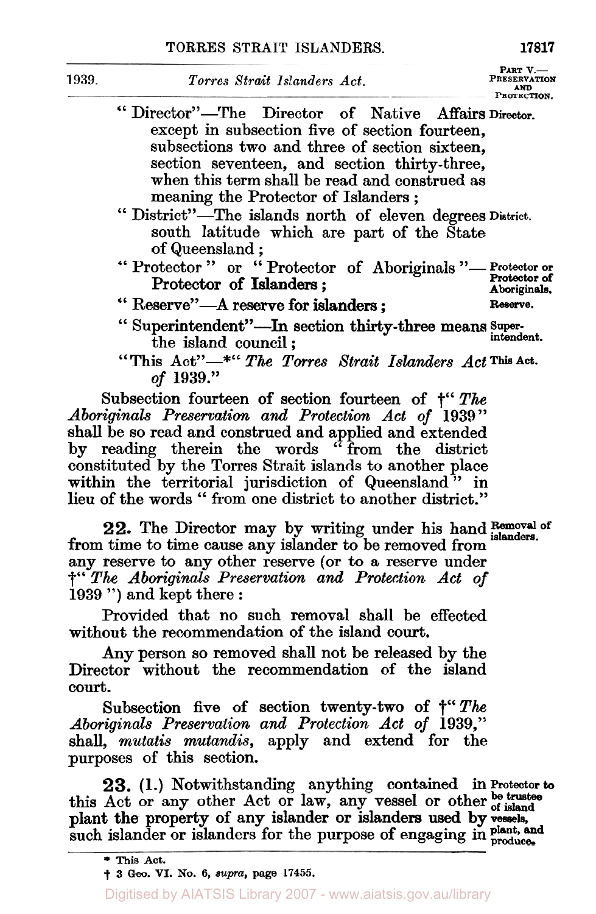"Director"—The Director of Native Affairs except in subsection five of section fourteen, subsections two and three of section sixteen, section seventeen, and section thirty-three, when this term shall be read and construed as meaning the Protector of Islanders;

"District"—The islands north of eleven degrees south latitude which are part of the State of Queensland;

"Protector" or "Protector of Aboriginals"—Protector of Islanders;

"Reserve"—A reserve for islanders;

"Superintendent"—In section thirty-three means the island council;

"This Act"—*"*The Torres Strait Islanders Act of* 1939."

Subsection fourteen of section fourteen of †"*The Aboriginals Preservation and Protection Act of* 1939" shall be so read and construed and applied and extended by reading therein the words "from the district constituted by the Torres Strait islands to another place within the territorial jurisdiction of Queensland" in lieu of the words "from one district to another district."

**22.** The Director may by writing under his hand from time to time cause any islander to be removed from any reserve to any other reserve (or to a reserve under †"*The Aboriginals Preservation and Protection Act of* 1939") and kept there:

Provided that no such removal shall be effected without the recommendation of the island court.

Any person so removed shall not be released by the Director without the recommendation of the island court.

Subsection five of section twenty-two of †"*The Aboriginals Preservation and Protection Act of* 1939," shall, *mutatis mutandis*, apply and extend for the purposes of this section.

**23.** (1.) Notwithstanding anything contained in this Act or any other Act or law, any vessel or other plant the property of any islander or islanders used by such islander or islanders for the purpose of engaging in

\* This Act.

† 3 Geo. VI. No. 6, *supra*, page 17455.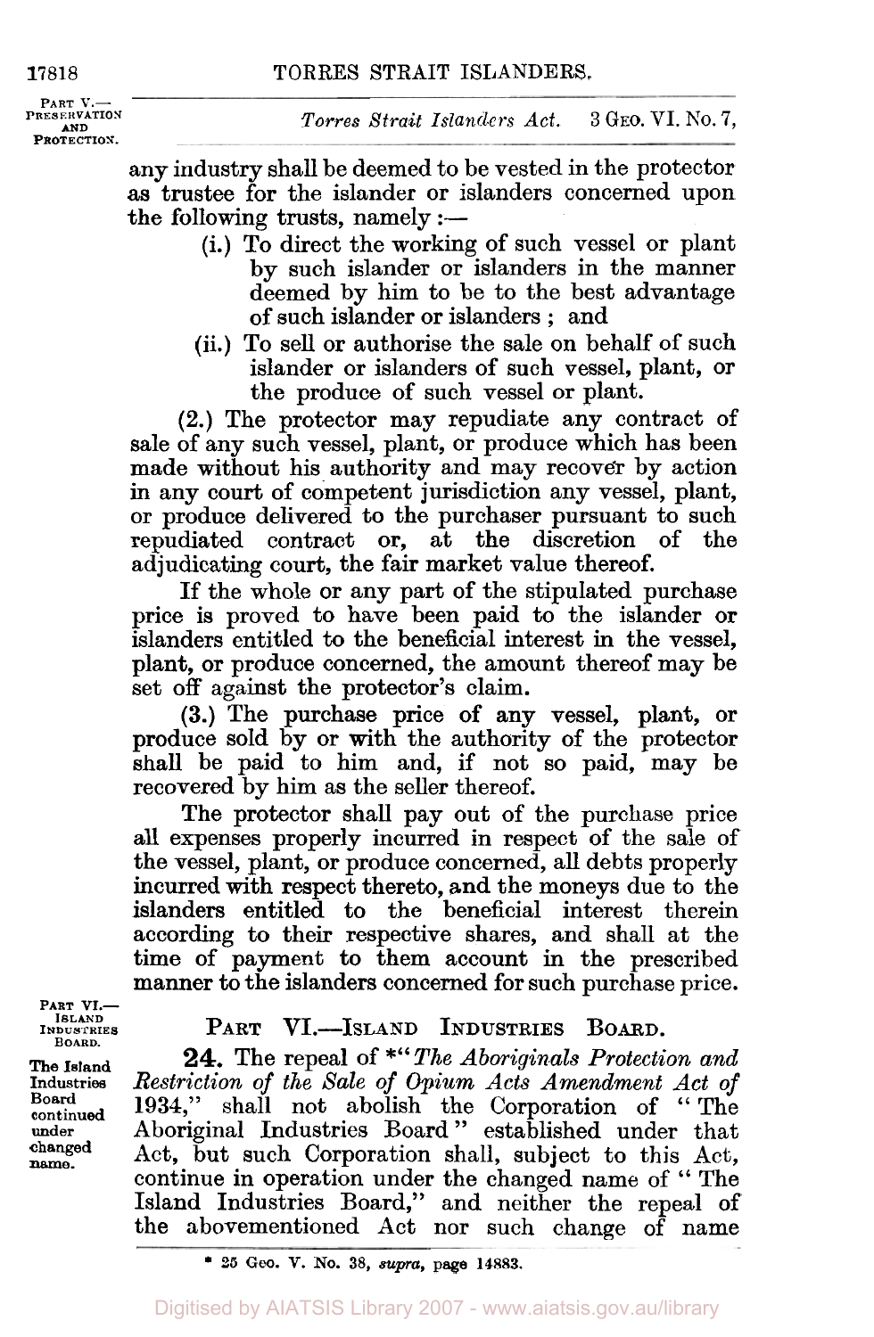any industry shall be deemed to be vested in the protector as trustee for the islander or islanders concerned upon the following trusts, namely :—

(i.) To direct the working of such vessel or plant by such islander or islanders in the manner deemed by him to be to the best advantage of such islander or islanders ; and

(ii.) To sell or authorise the sale on behalf of such islander or islanders of such vessel, plant, or the produce of such vessel or plant.

(2.) The protector may repudiate any contract of sale of any such vessel, plant, or produce which has been made without his authority and may recover by action in any court of competent jurisdiction any vessel, plant, or produce delivered to the purchaser pursuant to such repudiated contract or, at the discretion of the adjudicating court, the fair market value thereof.

If the whole or any part of the stipulated purchase price is proved to have been paid to the islander or islanders entitled to the beneficial interest in the vessel, plant, or produce concerned, the amount thereof may be set off against the protector's claim.

(3.) The purchase price of any vessel, plant, or produce sold by or with the authority of the protector shall be paid to him and, if not so paid, may be recovered by him as the seller thereof.

The protector shall pay out of the purchase price all expenses properly incurred in respect of the sale of the vessel, plant, or produce concerned, all debts properly incurred with respect thereto, and the moneys due to the islanders entitled to the beneficial interest therein according to their respective shares, and shall at the time of payment to them account in the prescribed manner to the islanders concerned for such purchase price.

## PART VI.—ISLAND INDUSTRIES BOARD.

**The Island Industries Board continued under changed name.**

**24.** The repeal of \*"*The Aboriginals Protection and Restriction of the Sale of Opium Acts Amendment Act of* 1934," shall not abolish the Corporation of "The Aboriginal Industries Board" established under that Act, but such Corporation shall, subject to this Act, continue in operation under the changed name of "The Island Industries Board," and neither the repeal of the abovementioned Act nor such change of name

\* 25 Geo. V. No. 38, *supra*, page 14883.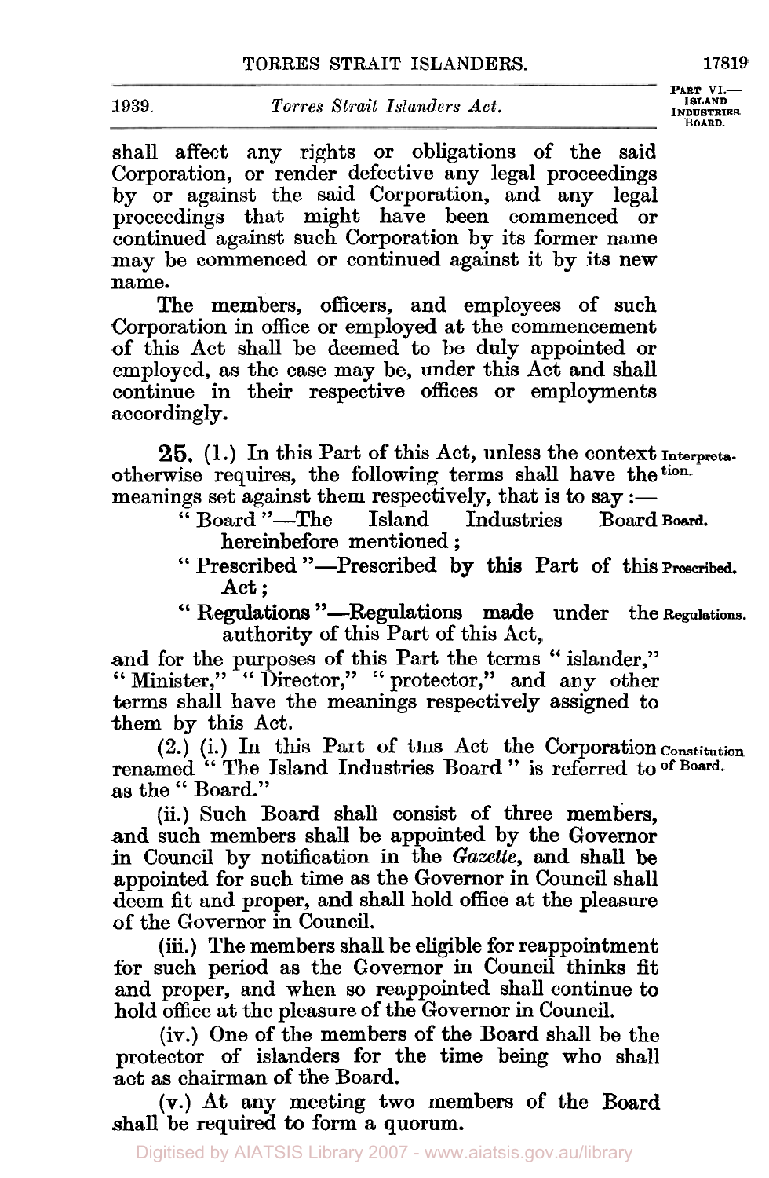shall affect any rights or obligations of the said Corporation, or render defective any legal proceedings by or against the said Corporation, and any legal proceedings that might have been commenced or continued against such Corporation by its former name may be commenced or continued against it by its new name.

The members, officers, and employees of such Corporation in office or employed at the commencement of this Act shall be deemed to be duly appointed or employed, as the case may be, under this Act and shall continue in their respective offices or employments accordingly.

**25.** (1.) In this Part of this Act, unless the context otherwise requires, the following terms shall have the meanings set against them respectively, that is to say :— *Interpretation.*

"Board"—The Island Industries Board hereinbefore mentioned ; *Board.*

"Prescribed"—Prescribed by this Part of this Act ; *Prescribed.*

"Regulations"—Regulations made under the authority of this Part of this Act, *Regulations.*

and for the purposes of this Part the terms "islander," "Minister," "Director," "protector," and any other terms shall have the meanings respectively assigned to them by this Act.

(2.) (i.) In this Part of this Act the Corporation renamed "The Island Industries Board" is referred to as the "Board." *Constitution of Board.*

(ii.) Such Board shall consist of three members, and such members shall be appointed by the Governor in Council by notification in the *Gazette*, and shall be appointed for such time as the Governor in Council shall deem fit and proper, and shall hold office at the pleasure of the Governor in Council.

(iii.) The members shall be eligible for reappointment for such period as the Governor in Council thinks fit and proper, and when so reappointed shall continue to hold office at the pleasure of the Governor in Council.

(iv.) One of the members of the Board shall be the protector of islanders for the time being who shall act as chairman of the Board.

(v.) At any meeting two members of the Board shall be required to form a quorum.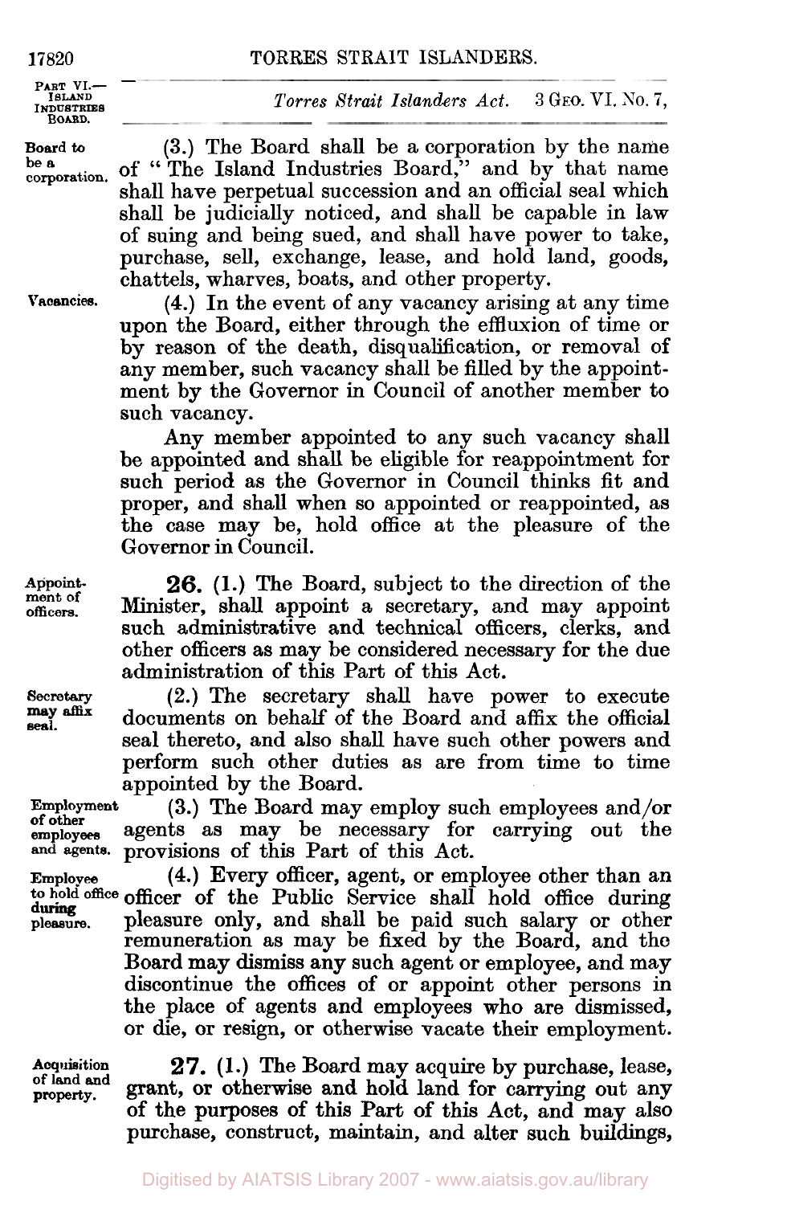Board to be a corporation.

(3.) The Board shall be a corporation by the name of "The Island Industries Board," and by that name shall have perpetual succession and an official seal which shall be judicially noticed, and shall be capable in law of suing and being sued, and shall have power to take, purchase, sell, exchange, lease, and hold land, goods, chattels, wharves, boats, and other property.

Vacancies.

(4.) In the event of any vacancy arising at any time upon the Board, either through the effluxion of time or by reason of the death, disqualification, or removal of any member, such vacancy shall be filled by the appointment by the Governor in Council of another member to such vacancy.

Any member appointed to any such vacancy shall be appointed and shall be eligible for reappointment for such period as the Governor in Council thinks fit and proper, and shall when so appointed or reappointed, as the case may be, hold office at the pleasure of the Governor in Council.

Appointment of officers.

**26.** (1.) The Board, subject to the direction of the Minister, shall appoint a secretary, and may appoint such administrative and technical officers, clerks, and other officers as may be considered necessary for the due administration of this Part of this Act.

Secretary may affix seal.

(2.) The secretary shall have power to execute documents on behalf of the Board and affix the official seal thereto, and also shall have such other powers and perform such other duties as are from time to time appointed by the Board.

Employment of other employees and agents.

(3.) The Board may employ such employees and/or agents as may be necessary for carrying out the provisions of this Part of this Act.

Employee to hold office during pleasure.

(4.) Every officer, agent, or employee other than an officer of the Public Service shall hold office during pleasure only, and shall be paid such salary or other remuneration as may be fixed by the Board, and the Board may dismiss any such agent or employee, and may discontinue the offices of or appoint other persons in the place of agents and employees who are dismissed, or die, or resign, or otherwise vacate their employment.

Acquisition of land and property.

**27.** (1.) The Board may acquire by purchase, lease, grant, or otherwise and hold land for carrying out any of the purposes of this Part of this Act, and may also purchase, construct, maintain, and alter such buildings,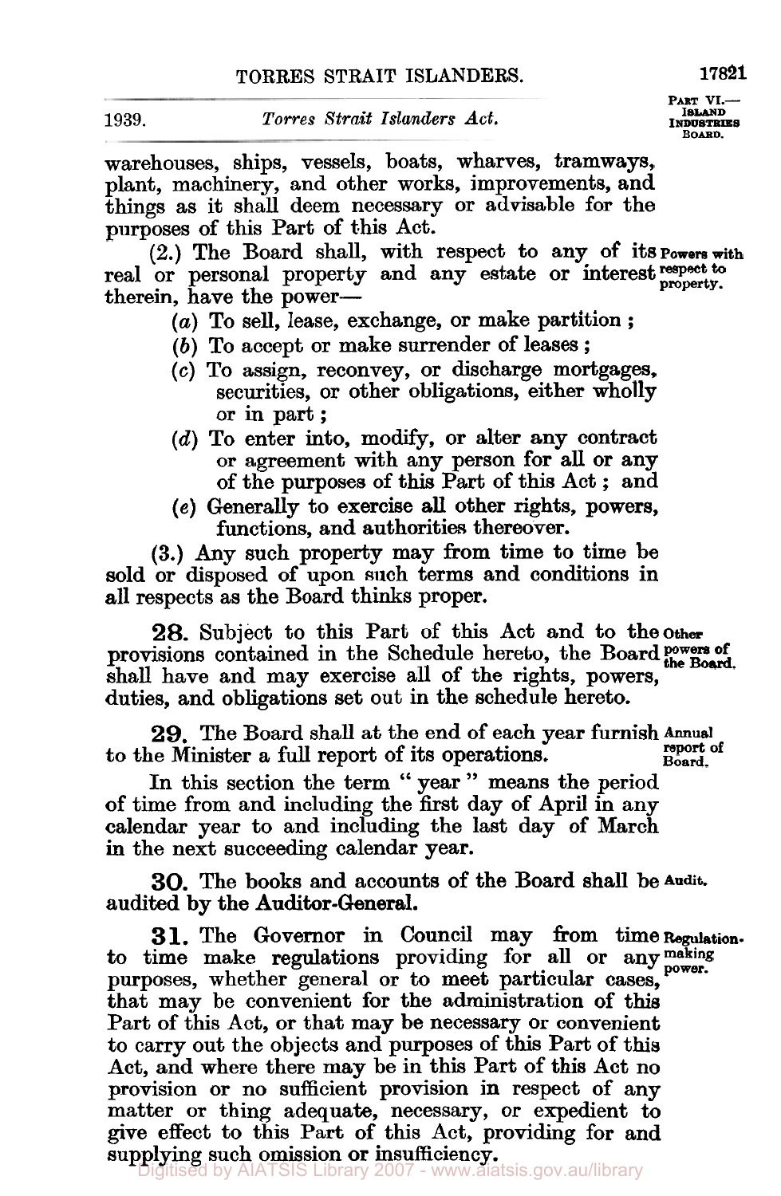warehouses, ships, vessels, boats, wharves, tramways, plant, machinery, and other works, improvements, and things as it shall deem necessary or advisable for the purposes of this Part of this Act.

(2.) The Board shall, with respect to any of its real or personal property and any estate or interest therein, have the power— **Powers with respect to property.**

- (*a*) To sell, lease, exchange, or make partition ;
- (*b*) To accept or make surrender of leases ;
- (*c*) To assign, reconvey, or discharge mortgages, securities, or other obligations, either wholly or in part ;
- (*d*) To enter into, modify, or alter any contract or agreement with any person for all or any of the purposes of this Part of this Act ; and
- (*e*) Generally to exercise all other rights, powers, functions, and authorities thereover.

(3.) Any such property may from time to time be sold or disposed of upon such terms and conditions in all respects as the Board thinks proper.

**28.** Subject to this Part of this Act and to the provisions contained in the Schedule hereto, the Board shall have and may exercise all of the rights, powers, duties, and obligations set out in the schedule hereto. **Other powers of the Board.**

**29.** The Board shall at the end of each year furnish to the Minister a full report of its operations. **Annual report of Board.**

In this section the term " year " means the period of time from and including the first day of April in any calendar year to and including the last day of March in the next succeeding calendar year.

**30.** The books and accounts of the Board shall be audited by the Auditor-General. **Audit.**

**31.** The Governor in Council may from time to time make regulations providing for all or any purposes, whether general or to meet particular cases, that may be convenient for the administration of this Part of this Act, or that may be necessary or convenient to carry out the objects and purposes of this Part of this Act, and where there may be in this Part of this Act no provision or no sufficient provision in respect of any matter or thing adequate, necessary, or expedient to give effect to this Part of this Act, providing for and supplying such omission or insufficiency. **Regulation-making power.**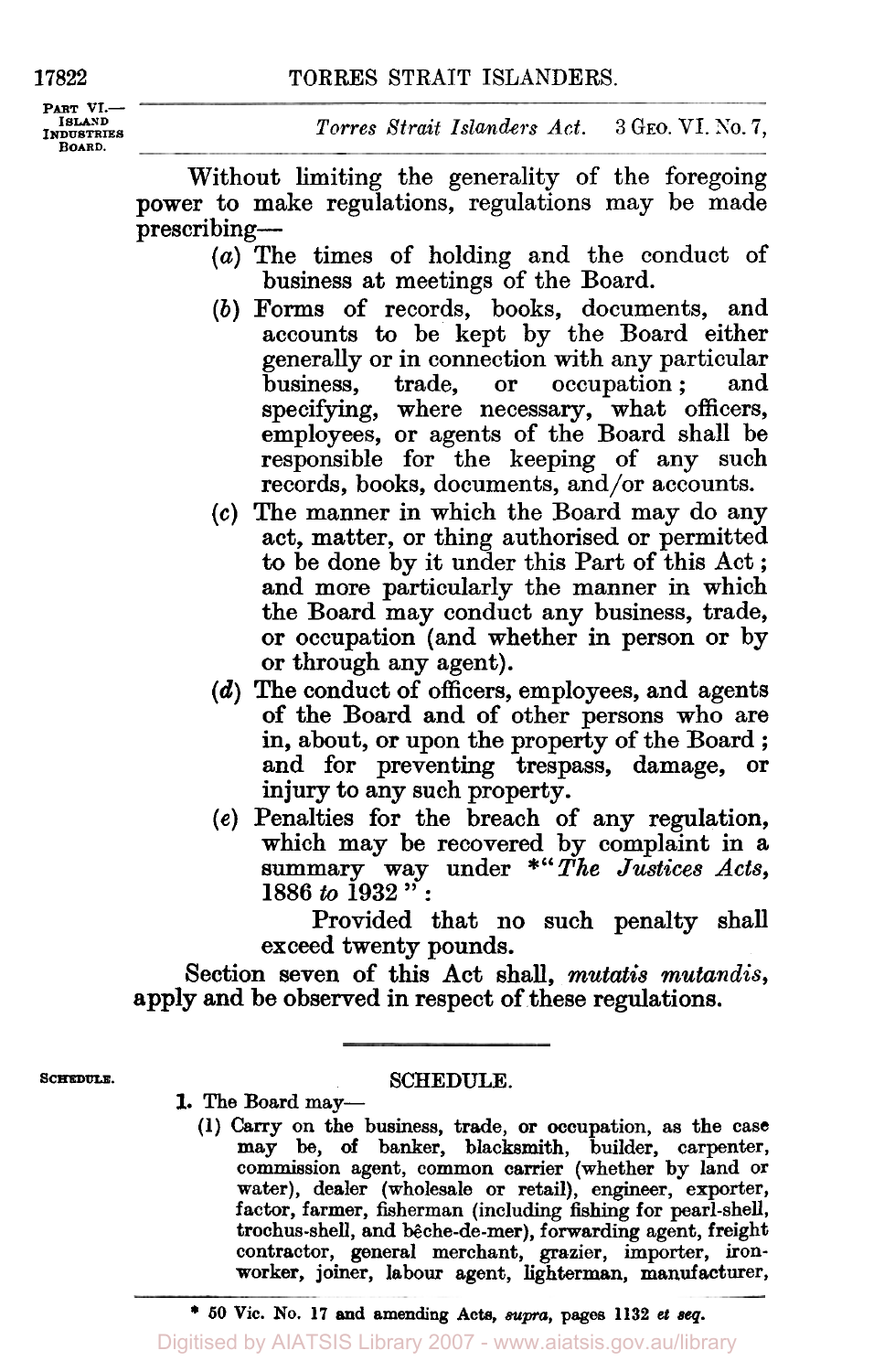Without limiting the generality of the foregoing power to make regulations, regulations may be made prescribing—

(*a*) The times of holding and the conduct of business at meetings of the Board.

(*b*) Forms of records, books, documents, and accounts to be kept by the Board either generally or in connection with any particular business, trade, or occupation; and specifying, where necessary, what officers, employees, or agents of the Board shall be responsible for the keeping of any such records, books, documents, and/or accounts.

(*c*) The manner in which the Board may do any act, matter, or thing authorised or permitted to be done by it under this Part of this Act; and more particularly the manner in which the Board may conduct any business, trade, or occupation (and whether in person or by or through any agent).

(*d*) The conduct of officers, employees, and agents of the Board and of other persons who are in, about, or upon the property of the Board; and for preventing trespass, damage, or injury to any such property.

(*e*) Penalties for the breach of any regulation, which may be recovered by complaint in a summary way under *"*The Justices Acts, 1886 to 1932*":

Provided that no such penalty shall exceed twenty pounds.

Section seven of this Act shall, *mutatis mutandis*, apply and be observed in respect of these regulations.

## SCHEDULE.

**1.** The Board may—

(1) Carry on the business, trade, or occupation, as the case may be, of banker, blacksmith, builder, carpenter, commission agent, common carrier (whether by land or water), dealer (wholesale or retail), engineer, exporter, factor, farmer, fisherman (including fishing for pearl-shell, trochus-shell, and bêche-de-mer), forwarding agent, freight contractor, general merchant, grazier, importer, iron-worker, joiner, labour agent, lighterman, manufacturer,

\* 50 Vic. No. 17 and amending Acts, *supra*, pages 1132 *et seq.*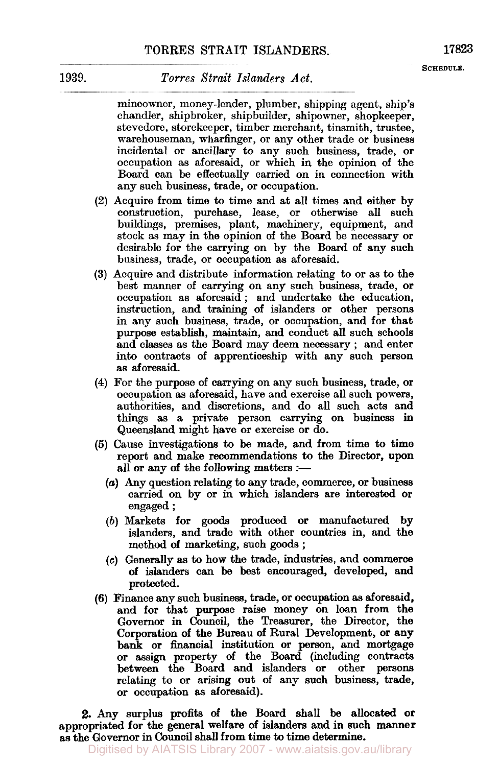mineowner, money-lender, plumber, shipping agent, ship's chandler, shipbroker, shipbuilder, shipowner, shopkeeper, stevedore, storekeeper, timber merchant, tinsmith, trustee, warehouseman, wharfinger, or any other trade or business incidental or ancillary to any such business, trade, or occupation as aforesaid, or which in the opinion of the Board can be effectually carried on in connection with any such business, trade, or occupation.

(2) Acquire from time to time and at all times and either by construction, purchase, lease, or otherwise all such buildings, premises, plant, machinery, equipment, and stock as may in the opinion of the Board be necessary or desirable for the carrying on by the Board of any such business, trade, or occupation as aforesaid.

(3) Acquire and distribute information relating to or as to the best manner of carrying on any such business, trade, or occupation as aforesaid; and undertake the education, instruction, and training of islanders or other persons in any such business, trade, or occupation, and for that purpose establish, maintain, and conduct all such schools and classes as the Board may deem necessary; and enter into contracts of apprenticeship with any such person as aforesaid.

(4) For the purpose of carrying on any such business, trade, or occupation as aforesaid, have and exercise all such powers, authorities, and discretions, and do all such acts and things as a private person carrying on business in Queensland might have or exercise or do.

(5) Cause investigations to be made, and from time to time report and make recommendations to the Director, upon all or any of the following matters:—

(*a*) Any question relating to any trade, commerce, or business carried on by or in which islanders are interested or engaged;

(*b*) Markets for goods produced or manufactured by islanders, and trade with other countries in, and the method of marketing, such goods;

(*c*) Generally as to how the trade, industries, and commerce of islanders can be best encouraged, developed, and protected.

(6) Finance any such business, trade, or occupation as aforesaid, and for that purpose raise money on loan from the Governor in Council, the Treasurer, the Director, the Corporation of the Bureau of Rural Development, or any bank or financial institution or person, and mortgage or assign property of the Board (including contracts between the Board and islanders or other persons relating to or arising out of any such business, trade, or occupation as aforesaid).

**2.** Any surplus profits of the Board shall be allocated or appropriated for the general welfare of islanders and in such manner as the Governor in Council shall from time to time determine.